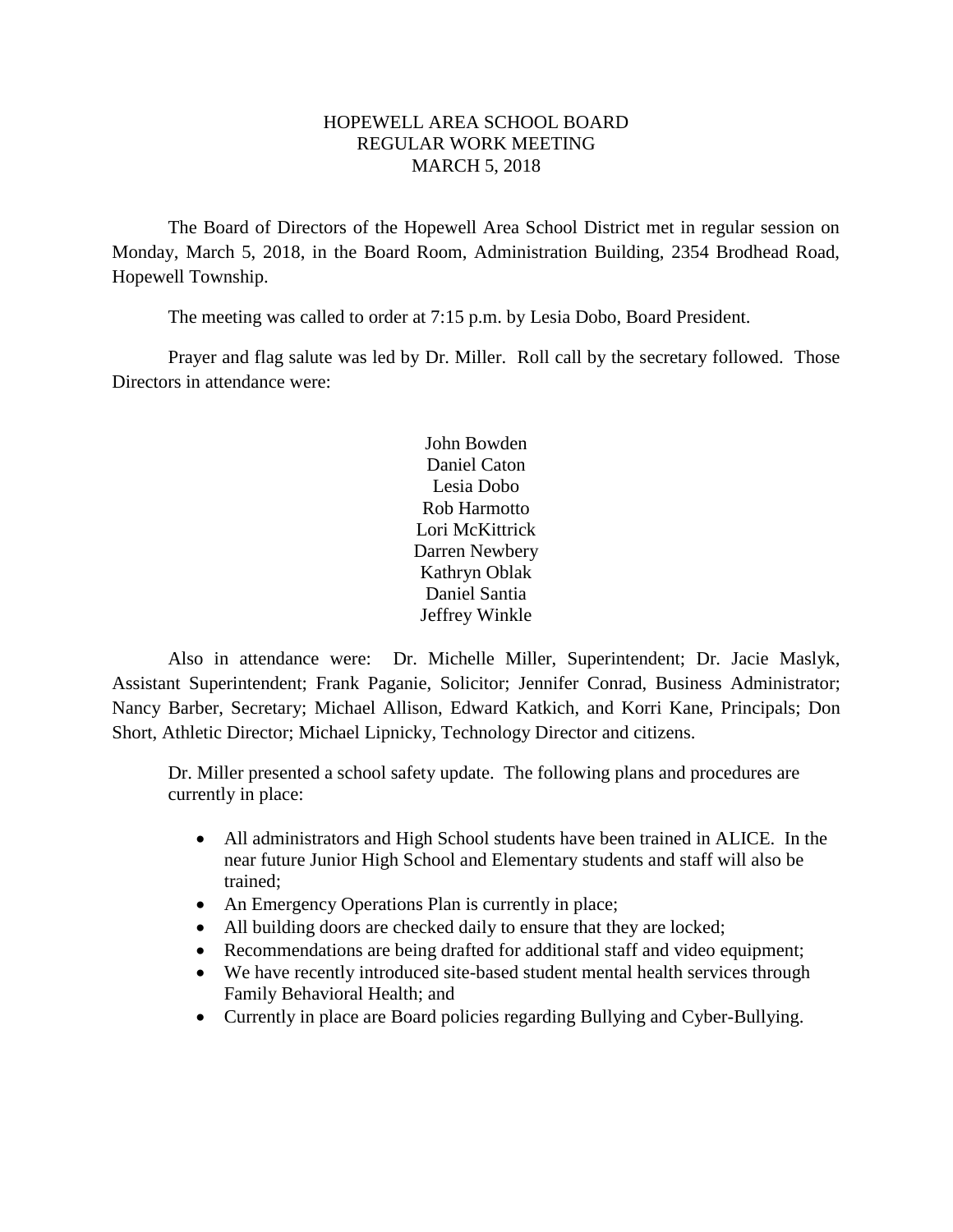# HOPEWELL AREA SCHOOL BOARD
## REGULAR WORK MEETING
## MARCH 5, 2018

The Board of Directors of the Hopewell Area School District met in regular session on Monday, March 5, 2018, in the Board Room, Administration Building, 2354 Brodhead Road, Hopewell Township.

The meeting was called to order at 7:15 p.m. by Lesia Dobo, Board President.

Prayer and flag salute was led by Dr. Miller. Roll call by the secretary followed. Those Directors in attendance were:

John Bowden
Daniel Caton
Lesia Dobo
Rob Harmotto
Lori McKittrick
Darren Newbery
Kathryn Oblak
Daniel Santia
Jeffrey Winkle

Also in attendance were: Dr. Michelle Miller, Superintendent; Dr. Jacie Maslyk, Assistant Superintendent; Frank Paganie, Solicitor; Jennifer Conrad, Business Administrator; Nancy Barber, Secretary; Michael Allison, Edward Katkich, and Korri Kane, Principals; Don Short, Athletic Director; Michael Lipnicky, Technology Director and citizens.

Dr. Miller presented a school safety update. The following plans and procedures are currently in place:

- All administrators and High School students have been trained in ALICE. In the near future Junior High School and Elementary students and staff will also be trained;
- An Emergency Operations Plan is currently in place;
- All building doors are checked daily to ensure that they are locked;
- Recommendations are being drafted for additional staff and video equipment;
- We have recently introduced site-based student mental health services through Family Behavioral Health; and
- Currently in place are Board policies regarding Bullying and Cyber-Bullying.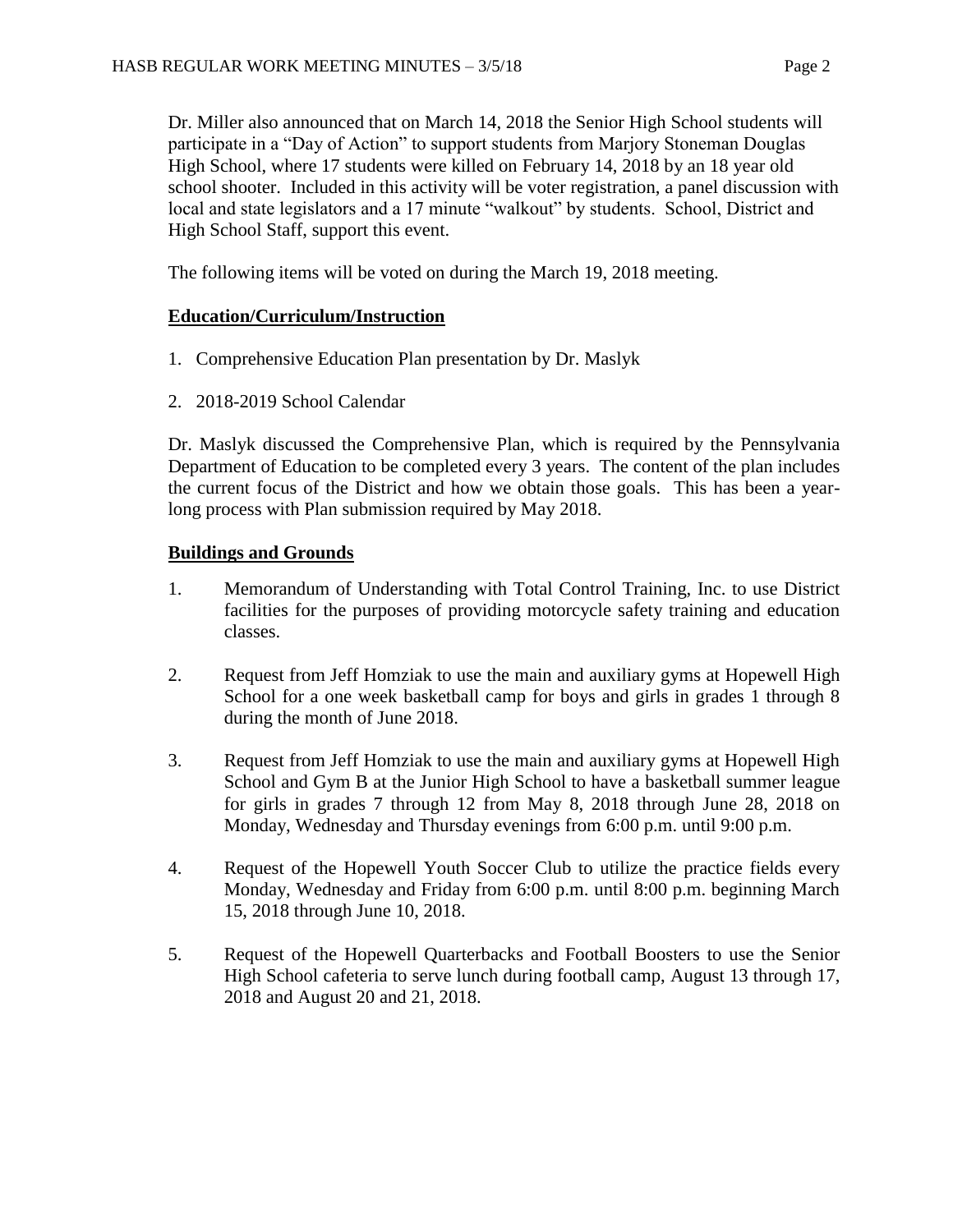Dr. Miller also announced that on March 14, 2018 the Senior High School students will participate in a "Day of Action" to support students from Marjory Stoneman Douglas High School, where 17 students were killed on February 14, 2018 by an 18 year old school shooter. Included in this activity will be voter registration, a panel discussion with local and state legislators and a 17 minute "walkout" by students. School, District and High School Staff, support this event.

The following items will be voted on during the March 19, 2018 meeting.

**Education/Curriculum/Instruction**

1. Comprehensive Education Plan presentation by Dr. Maslyk
2. 2018-2019 School Calendar

Dr. Maslyk discussed the Comprehensive Plan, which is required by the Pennsylvania Department of Education to be completed every 3 years. The content of the plan includes the current focus of the District and how we obtain those goals. This has been a year-long process with Plan submission required by May 2018.

**Buildings and Grounds**

1. Memorandum of Understanding with Total Control Training, Inc. to use District facilities for the purposes of providing motorcycle safety training and education classes.
2. Request from Jeff Homziak to use the main and auxiliary gyms at Hopewell High School for a one week basketball camp for boys and girls in grades 1 through 8 during the month of June 2018.
3. Request from Jeff Homziak to use the main and auxiliary gyms at Hopewell High School and Gym B at the Junior High School to have a basketball summer league for girls in grades 7 through 12 from May 8, 2018 through June 28, 2018 on Monday, Wednesday and Thursday evenings from 6:00 p.m. until 9:00 p.m.
4. Request of the Hopewell Youth Soccer Club to utilize the practice fields every Monday, Wednesday and Friday from 6:00 p.m. until 8:00 p.m. beginning March 15, 2018 through June 10, 2018.
5. Request of the Hopewell Quarterbacks and Football Boosters to use the Senior High School cafeteria to serve lunch during football camp, August 13 through 17, 2018 and August 20 and 21, 2018.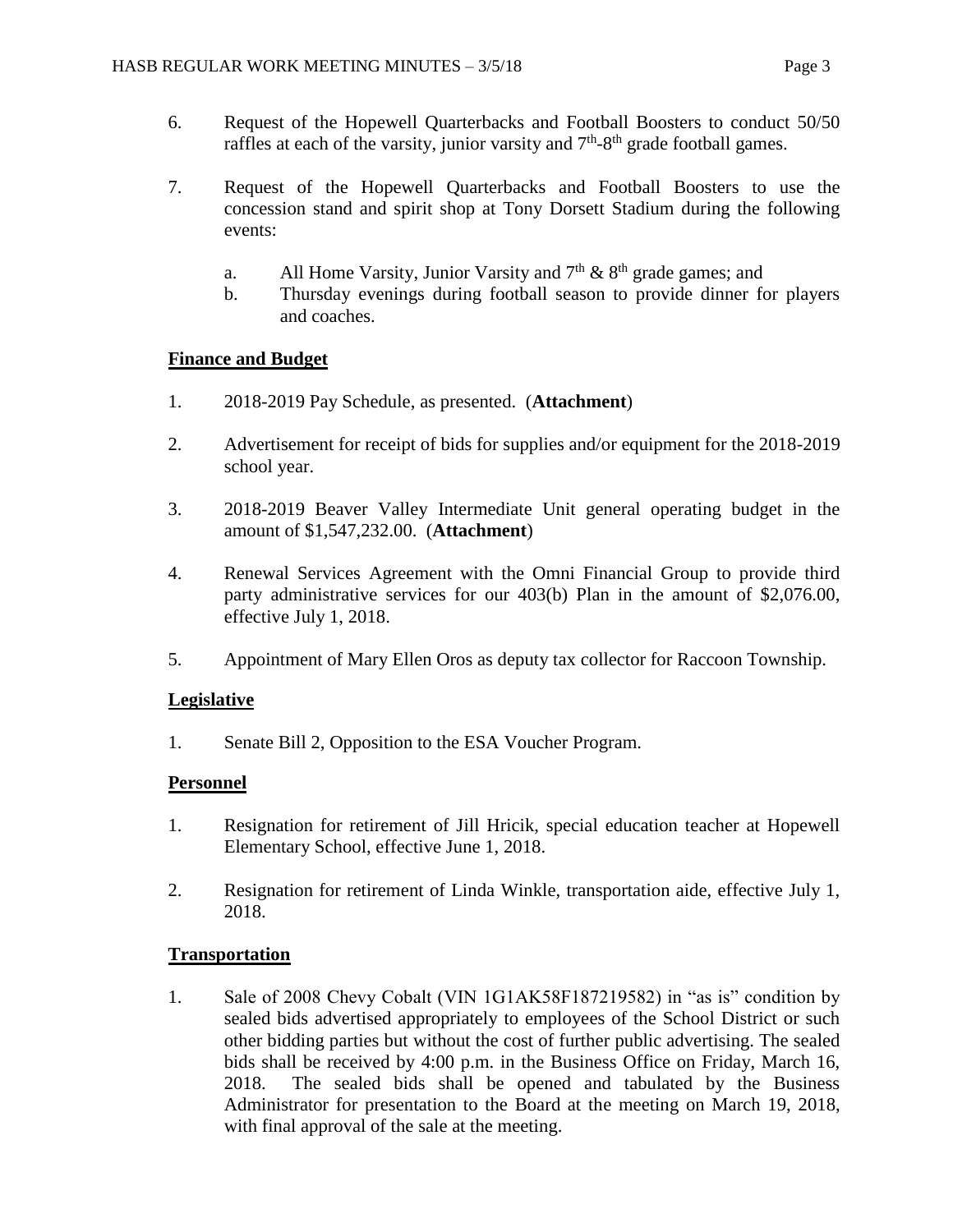6. Request of the Hopewell Quarterbacks and Football Boosters to conduct 50/50 raffles at each of the varsity, junior varsity and 7th-8th grade football games.

7. Request of the Hopewell Quarterbacks and Football Boosters to use the concession stand and spirit shop at Tony Dorsett Stadium during the following events:

   a. All Home Varsity, Junior Varsity and 7th & 8th grade games; and
   b. Thursday evenings during football season to provide dinner for players and coaches.

**Finance and Budget**

1. 2018-2019 Pay Schedule, as presented. (**Attachment**)

2. Advertisement for receipt of bids for supplies and/or equipment for the 2018-2019 school year.

3. 2018-2019 Beaver Valley Intermediate Unit general operating budget in the amount of $1,547,232.00. (**Attachment**)

4. Renewal Services Agreement with the Omni Financial Group to provide third party administrative services for our 403(b) Plan in the amount of $2,076.00, effective July 1, 2018.

5. Appointment of Mary Ellen Oros as deputy tax collector for Raccoon Township.

**Legislative**

1. Senate Bill 2, Opposition to the ESA Voucher Program.

**Personnel**

1. Resignation for retirement of Jill Hricik, special education teacher at Hopewell Elementary School, effective June 1, 2018.

2. Resignation for retirement of Linda Winkle, transportation aide, effective July 1, 2018.

**Transportation**

1. Sale of 2008 Chevy Cobalt (VIN 1G1AK58F187219582) in "as is" condition by sealed bids advertised appropriately to employees of the School District or such other bidding parties but without the cost of further public advertising. The sealed bids shall be received by 4:00 p.m. in the Business Office on Friday, March 16, 2018. The sealed bids shall be opened and tabulated by the Business Administrator for presentation to the Board at the meeting on March 19, 2018, with final approval of the sale at the meeting.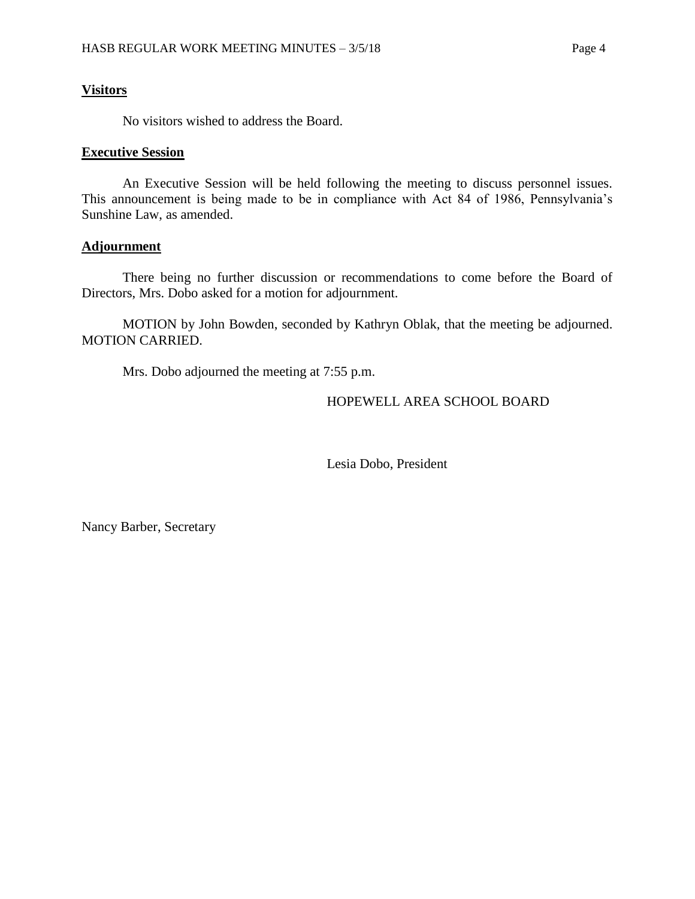**Visitors**

No visitors wished to address the Board.

**Executive Session**

An Executive Session will be held following the meeting to discuss personnel issues. This announcement is being made to be in compliance with Act 84 of 1986, Pennsylvania's Sunshine Law, as amended.

**Adjournment**

There being no further discussion or recommendations to come before the Board of Directors, Mrs. Dobo asked for a motion for adjournment.

MOTION by John Bowden, seconded by Kathryn Oblak, that the meeting be adjourned. MOTION CARRIED.

Mrs. Dobo adjourned the meeting at 7:55 p.m.

HOPEWELL AREA SCHOOL BOARD

Lesia Dobo, President

Nancy Barber, Secretary